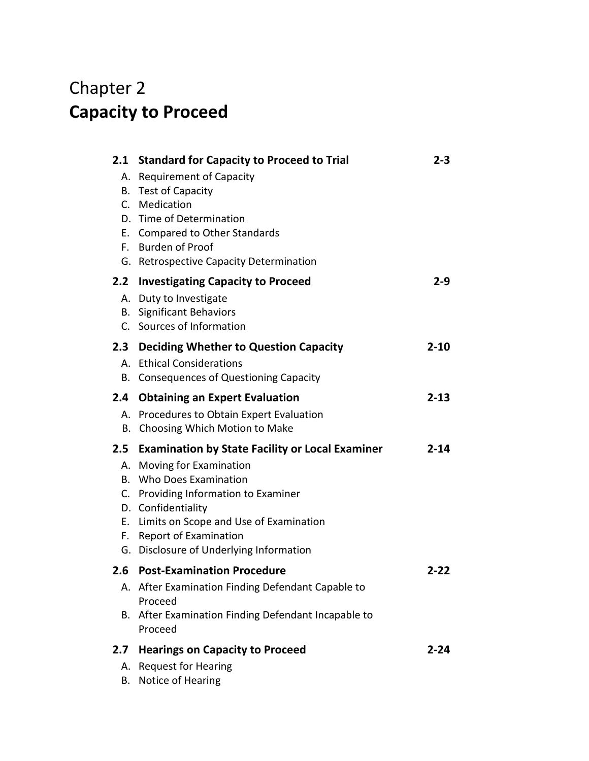# Chapter 2
# **Capacity to Proceed**

| | | |
|---|---|---|
| **2.1** | **Standard for Capacity to Proceed to Trial** | **2-3** |
| A. | Requirement of Capacity | |
| B. | Test of Capacity | |
| C. | Medication | |
| D. | Time of Determination | |
| E. | Compared to Other Standards | |
| F. | Burden of Proof | |
| G. | Retrospective Capacity Determination | |
| **2.2** | **Investigating Capacity to Proceed** | **2-9** |
| A. | Duty to Investigate | |
| B. | Significant Behaviors | |
| C. | Sources of Information | |
| **2.3** | **Deciding Whether to Question Capacity** | **2-10** |
| A. | Ethical Considerations | |
| B. | Consequences of Questioning Capacity | |
| **2.4** | **Obtaining an Expert Evaluation** | **2-13** |
| A. | Procedures to Obtain Expert Evaluation | |
| B. | Choosing Which Motion to Make | |
| **2.5** | **Examination by State Facility or Local Examiner** | **2-14** |
| A. | Moving for Examination | |
| B. | Who Does Examination | |
| C. | Providing Information to Examiner | |
| D. | Confidentiality | |
| E. | Limits on Scope and Use of Examination | |
| F. | Report of Examination | |
| G. | Disclosure of Underlying Information | |
| **2.6** | **Post-Examination Procedure** | **2-22** |
| A. | After Examination Finding Defendant Capable to Proceed | |
| B. | After Examination Finding Defendant Incapable to Proceed | |
| **2.7** | **Hearings on Capacity to Proceed** | **2-24** |
| A. | Request for Hearing | |
| B. | Notice of Hearing | |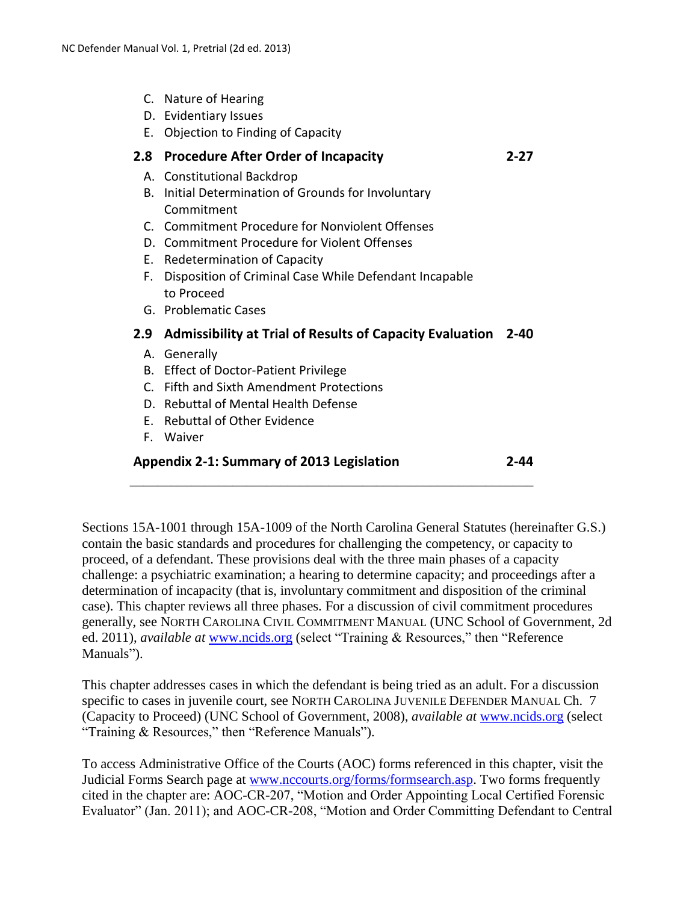C. Nature of Hearing
D. Evidentiary Issues
E. Objection to Finding of Capacity

**2.8 Procedure After Order of Incapacity** **2-27**

A. Constitutional Backdrop
B. Initial Determination of Grounds for Involuntary Commitment
C. Commitment Procedure for Nonviolent Offenses
D. Commitment Procedure for Violent Offenses
E. Redetermination of Capacity
F. Disposition of Criminal Case While Defendant Incapable to Proceed
G. Problematic Cases

**2.9 Admissibility at Trial of Results of Capacity Evaluation** **2-40**

A. Generally
B. Effect of Doctor-Patient Privilege
C. Fifth and Sixth Amendment Protections
D. Rebuttal of Mental Health Defense
E. Rebuttal of Other Evidence
F. Waiver

**Appendix 2-1: Summary of 2013 Legislation** **2-44**

---

Sections 15A-1001 through 15A-1009 of the North Carolina General Statutes (hereinafter G.S.) contain the basic standards and procedures for challenging the competency, or capacity to proceed, of a defendant. These provisions deal with the three main phases of a capacity challenge: a psychiatric examination; a hearing to determine capacity; and proceedings after a determination of incapacity (that is, involuntary commitment and disposition of the criminal case). This chapter reviews all three phases. For a discussion of civil commitment procedures generally, see NORTH CAROLINA CIVIL COMMITMENT MANUAL (UNC School of Government, 2d ed. 2011), *available at* www.ncids.org (select "Training & Resources," then "Reference Manuals").

This chapter addresses cases in which the defendant is being tried as an adult. For a discussion specific to cases in juvenile court, see NORTH CAROLINA JUVENILE DEFENDER MANUAL Ch. 7 (Capacity to Proceed) (UNC School of Government, 2008), *available at* www.ncids.org (select "Training & Resources," then "Reference Manuals").

To access Administrative Office of the Courts (AOC) forms referenced in this chapter, visit the Judicial Forms Search page at www.nccourts.org/forms/formsearch.asp. Two forms frequently cited in the chapter are: AOC-CR-207, "Motion and Order Appointing Local Certified Forensic Evaluator" (Jan. 2011); and AOC-CR-208, "Motion and Order Committing Defendant to Central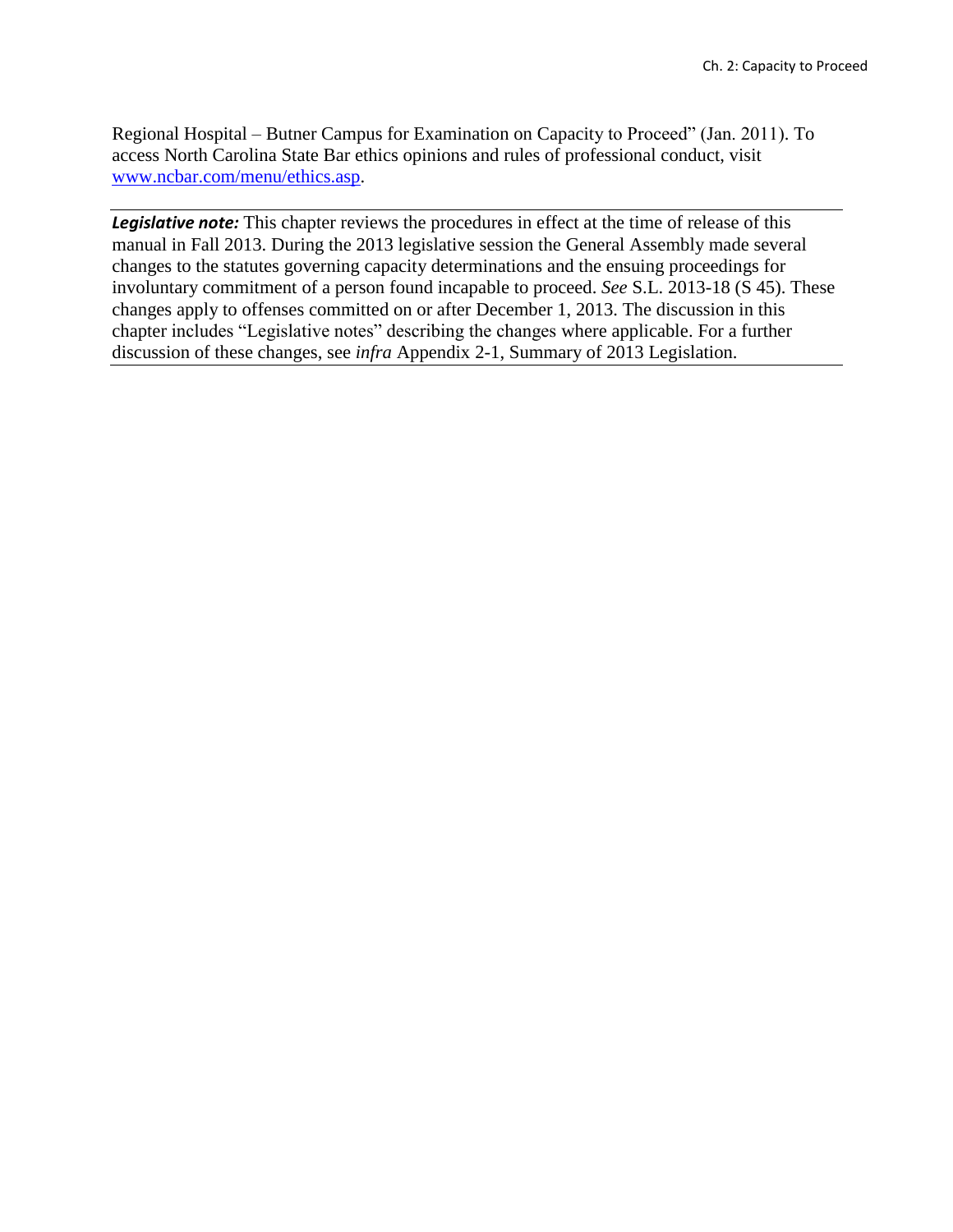Regional Hospital – Butner Campus for Examination on Capacity to Proceed" (Jan. 2011). To access North Carolina State Bar ethics opinions and rules of professional conduct, visit [www.ncbar.com/menu/ethics.asp](www.ncbar.com/menu/ethics.asp).

---

***Legislative note:*** This chapter reviews the procedures in effect at the time of release of this manual in Fall 2013. During the 2013 legislative session the General Assembly made several changes to the statutes governing capacity determinations and the ensuing proceedings for involuntary commitment of a person found incapable to proceed. *See* S.L. 2013-18 (S 45). These changes apply to offenses committed on or after December 1, 2013. The discussion in this chapter includes "Legislative notes" describing the changes where applicable. For a further discussion of these changes, see *infra* Appendix 2-1, Summary of 2013 Legislation.

---